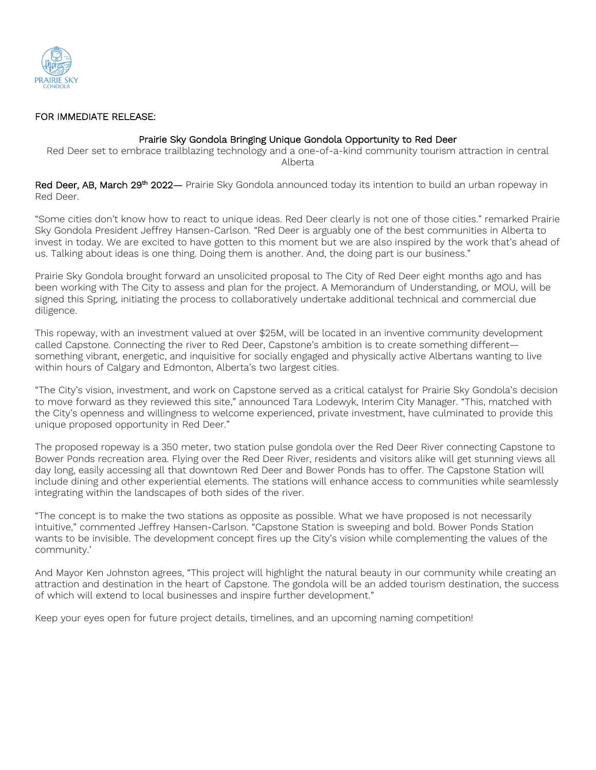PRAIRIE SKY
GONDOLA

FOR IMMEDIATE RELEASE:

## Prairie Sky Gondola Bringing Unique Gondola Opportunity to Red Deer

Red Deer set to embrace trailblazing technology and a one-of-a-kind community tourism attraction in central Alberta

**Red Deer, AB, March 29th 2022—** Prairie Sky Gondola announced today its intention to build an urban ropeway in Red Deer.

"Some cities don't know how to react to unique ideas. Red Deer clearly is not one of those cities." remarked Prairie Sky Gondola President Jeffrey Hansen-Carlson. "Red Deer is arguably one of the best communities in Alberta to invest in today. We are excited to have gotten to this moment but we are also inspired by the work that's ahead of us. Talking about ideas is one thing. Doing them is another. And, the doing part is our business."

Prairie Sky Gondola brought forward an unsolicited proposal to The City of Red Deer eight months ago and has been working with The City to assess and plan for the project. A Memorandum of Understanding, or MOU, will be signed this Spring, initiating the process to collaboratively undertake additional technical and commercial due diligence.

This ropeway, with an investment valued at over $25M, will be located in an inventive community development called Capstone. Connecting the river to Red Deer, Capstone's ambition is to create something different—something vibrant, energetic, and inquisitive for socially engaged and physically active Albertans wanting to live within hours of Calgary and Edmonton, Alberta's two largest cities.

"The City's vision, investment, and work on Capstone served as a critical catalyst for Prairie Sky Gondola's decision to move forward as they reviewed this site," announced Tara Lodewyk, Interim City Manager. "This, matched with the City's openness and willingness to welcome experienced, private investment, have culminated to provide this unique proposed opportunity in Red Deer."

The proposed ropeway is a 350 meter, two station pulse gondola over the Red Deer River connecting Capstone to Bower Ponds recreation area. Flying over the Red Deer River, residents and visitors alike will get stunning views all day long, easily accessing all that downtown Red Deer and Bower Ponds has to offer. The Capstone Station will include dining and other experiential elements. The stations will enhance access to communities while seamlessly integrating within the landscapes of both sides of the river.

"The concept is to make the two stations as opposite as possible. What we have proposed is not necessarily intuitive," commented Jeffrey Hansen-Carlson. "Capstone Station is sweeping and bold. Bower Ponds Station wants to be invisible. The development concept fires up the City's vision while complementing the values of the community.'

And Mayor Ken Johnston agrees, "This project will highlight the natural beauty in our community while creating an attraction and destination in the heart of Capstone. The gondola will be an added tourism destination, the success of which will extend to local businesses and inspire further development."

Keep your eyes open for future project details, timelines, and an upcoming naming competition!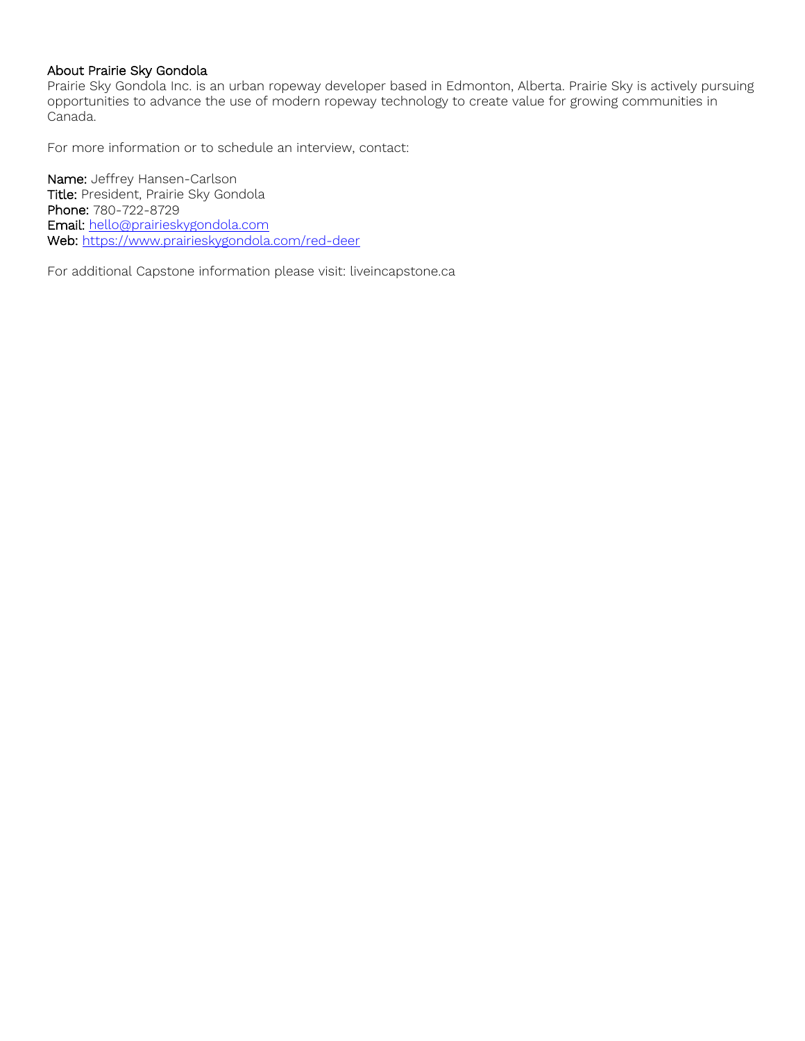**About Prairie Sky Gondola**

Prairie Sky Gondola Inc. is an urban ropeway developer based in Edmonton, Alberta. Prairie Sky is actively pursuing opportunities to advance the use of modern ropeway technology to create value for growing communities in Canada.

For more information or to schedule an interview, contact:

**Name:** Jeffrey Hansen-Carlson
**Title:** President, Prairie Sky Gondola
**Phone:** 780-722-8729
**Email:** hello@prairieskygondola.com
**Web:** https://www.prairieskygondola.com/red-deer

For additional Capstone information please visit: liveincapstone.ca